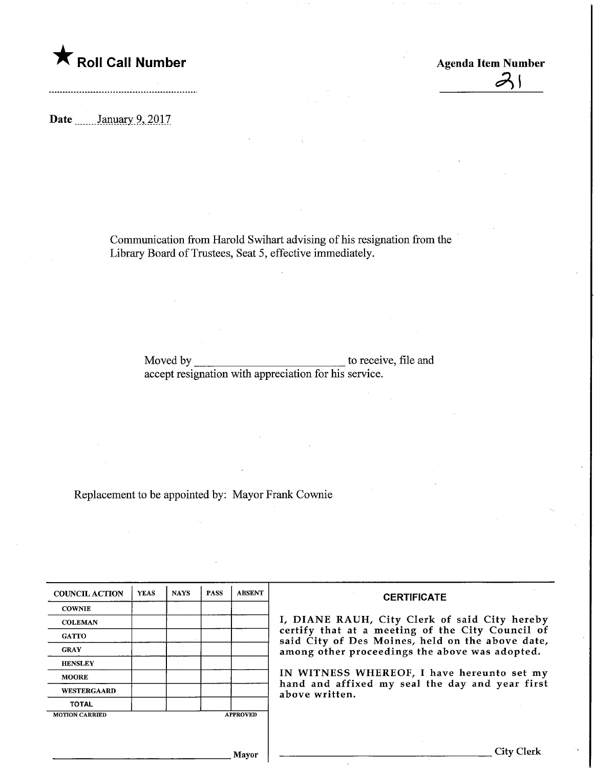★ **Roll Call Number**

**Agenda Item Number**

21

**Date** January 9, 2017

Communication from Harold Swihart advising of his resignation from the Library Board of Trustees, Seat 5, effective immediately.

Moved by ____________________________ to receive, file and accept resignation with appreciation for his service.

Replacement to be appointed by: Mayor Frank Cownie

| COUNCIL ACTION | YEAS | NAYS | PASS | ABSENT |
|---|---|---|---|---|
| COWNIE | | | | |
| COLEMAN | | | | |
| GATTO | | | | |
| GRAY | | | | |
| HENSLEY | | | | |
| MOORE | | | | |
| WESTERGAARD | | | | |
| TOTAL | | | | |

MOTION CARRIED APPROVED

______________________________ Mayor

**CERTIFICATE**

I, DIANE RAUH, City Clerk of said City hereby certify that at a meeting of the City Council of said City of Des Moines, held on the above date, among other proceedings the above was adopted.

IN WITNESS WHEREOF, I have hereunto set my hand and affixed my seal the day and year first above written.

______________________________ City Clerk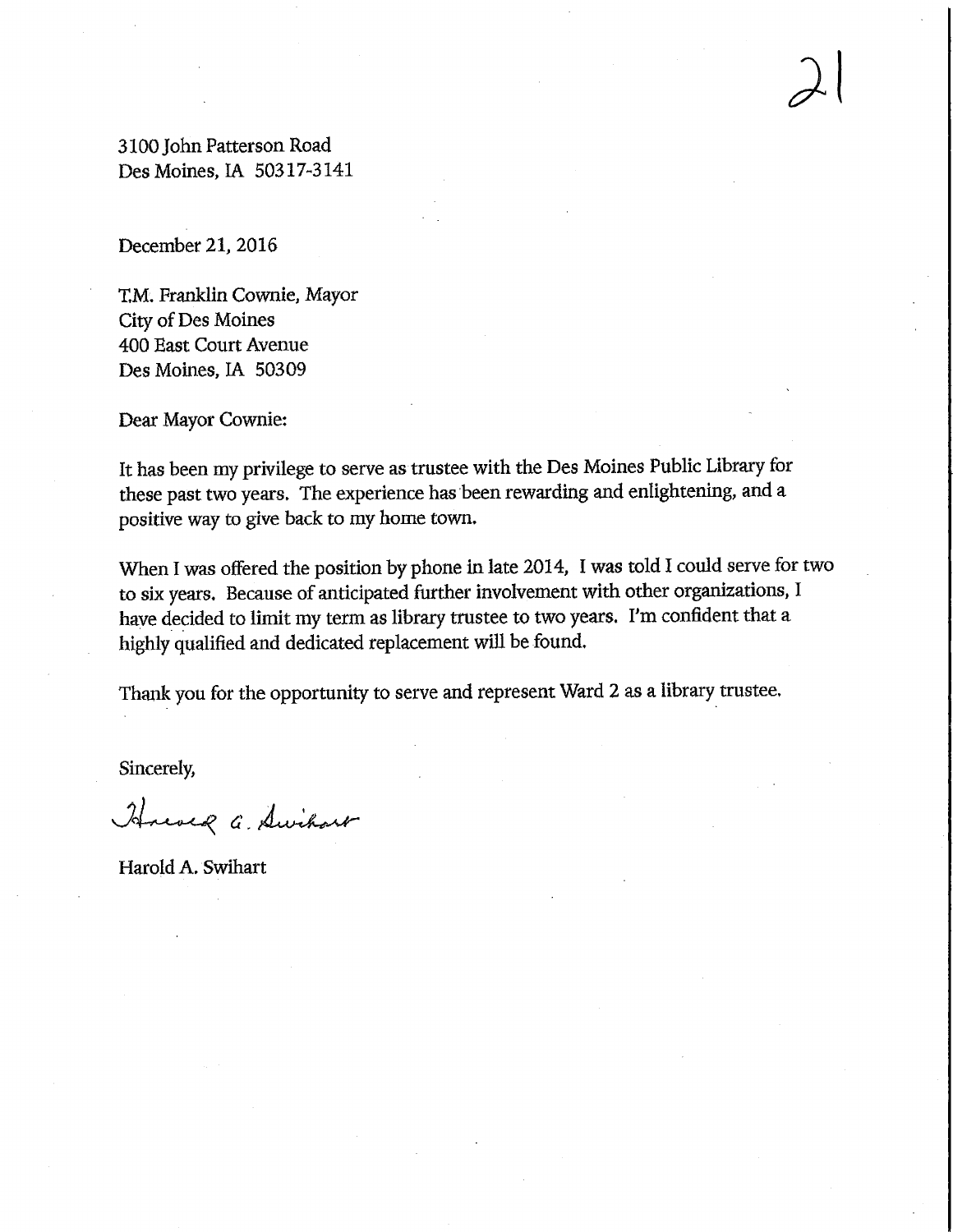3100 John Patterson Road
Des Moines, IA 50317-3141

December 21, 2016

T.M. Franklin Cownie, Mayor
City of Des Moines
400 East Court Avenue
Des Moines, IA 50309

Dear Mayor Cownie:

It has been my privilege to serve as trustee with the Des Moines Public Library for these past two years. The experience has been rewarding and enlightening, and a positive way to give back to my home town.

When I was offered the position by phone in late 2014, I was told I could serve for two to six years. Because of anticipated further involvement with other organizations, I have decided to limit my term as library trustee to two years. I'm confident that a highly qualified and dedicated replacement will be found.

Thank you for the opportunity to serve and represent Ward 2 as a library trustee.

Sincerely,

Harold A. Swihart

Harold A. Swihart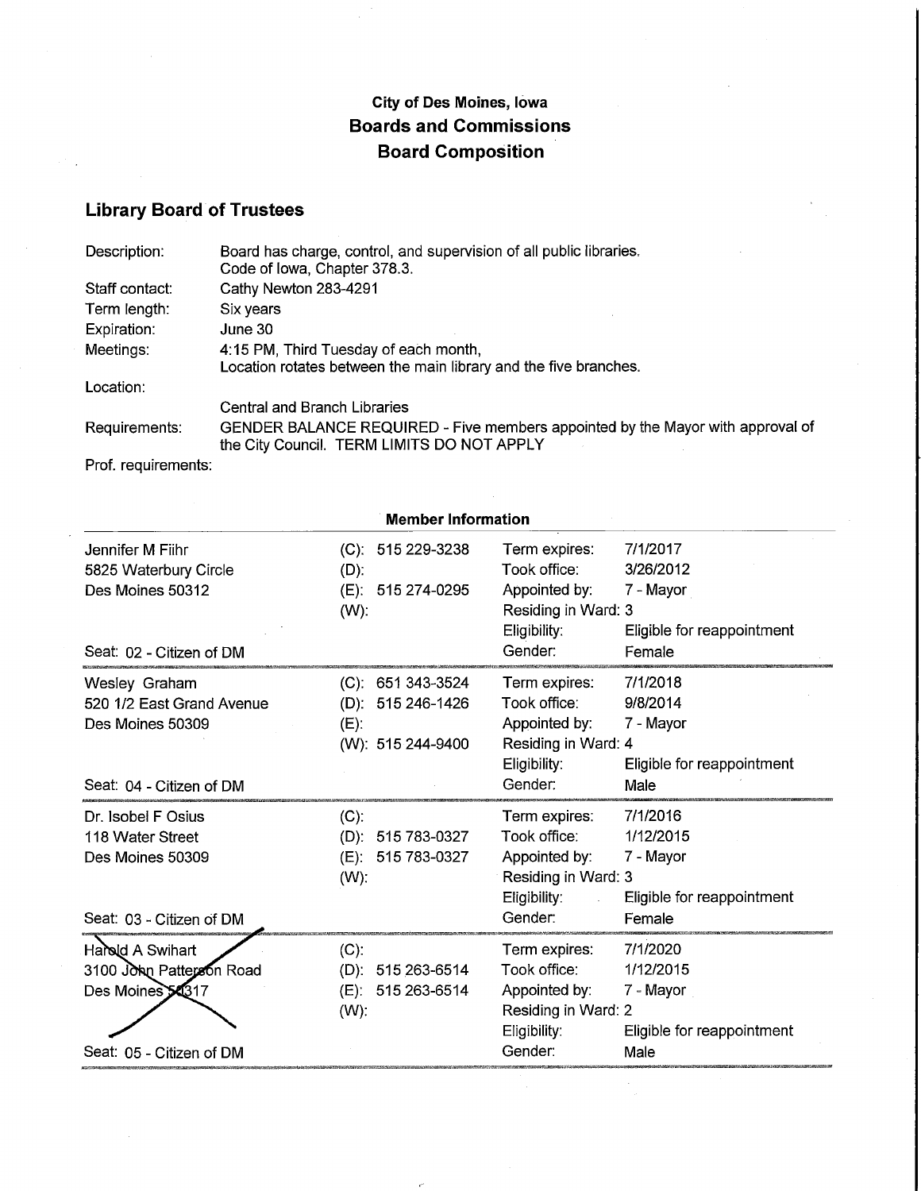## City of Des Moines, Iowa
## Boards and Commissions
## Board Composition

### Library Board of Trustees

| | |
|---|---|
| Description: | Board has charge, control, and supervision of all public libraries. Code of Iowa, Chapter 378.3. |
| Staff contact: | Cathy Newton 283-4291 |
| Term length: | Six years |
| Expiration: | June 30 |
| Meetings: | 4:15 PM, Third Tuesday of each month, Location rotates between the main library and the five branches. |
| Location: | Central and Branch Libraries |
| Requirements: | GENDER BALANCE REQUIRED - Five members appointed by the Mayor with approval of the City Council. TERM LIMITS DO NOT APPLY |
| Prof. requirements: | |

**Member Information**

| Member | Phone | | |
|---|---|---|---|
| Jennifer M Fiihr<br>5825 Waterbury Circle<br>Des Moines 50312<br><br>Seat: 02 - Citizen of DM | (C): 515 229-3238<br>(D):<br>(E): 515 274-0295<br>(W): | Term expires:<br>Took office:<br>Appointed by:<br>Residing in Ward: 3<br>Eligibility:<br>Gender: | 7/1/2017<br>3/26/2012<br>7 - Mayor<br><br>Eligible for reappointment<br>Female |
| Wesley Graham<br>520 1/2 East Grand Avenue<br>Des Moines 50309<br><br>Seat: 04 - Citizen of DM | (C): 651 343-3524<br>(D): 515 246-1426<br>(E):<br>(W): 515 244-9400 | Term expires:<br>Took office:<br>Appointed by:<br>Residing in Ward: 4<br>Eligibility:<br>Gender: | 7/1/2018<br>9/8/2014<br>7 - Mayor<br><br>Eligible for reappointment<br>Male |
| Dr. Isobel F Osius<br>118 Water Street<br>Des Moines 50309<br><br>Seat: 03 - Citizen of DM | (C):<br>(D): 515 783-0327<br>(E): 515 783-0327<br>(W): | Term expires:<br>Took office:<br>Appointed by:<br>Residing in Ward: 3<br>Eligibility:<br>Gender: | 7/1/2016<br>1/12/2015<br>7 - Mayor<br><br>Eligible for reappointment<br>Female |
| Harold A Swihart<br>3100 John Patterson Road<br>Des Moines 50317<br><br>Seat: 05 - Citizen of DM | (C):<br>(D): 515 263-6514<br>(E): 515 263-6514<br>(W): | Term expires:<br>Took office:<br>Appointed by:<br>Residing in Ward: 2<br>Eligibility:<br>Gender: | 7/1/2020<br>1/12/2015<br>7 - Mayor<br><br>Eligible for reappointment<br>Male |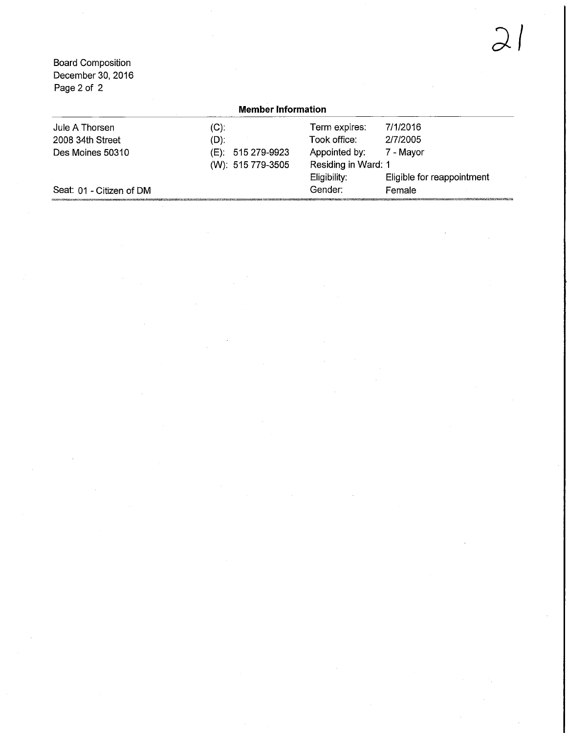Board Composition
December 30, 2016

## Member Information

| | | | |
|---|---|---|---|
| Jule A Thorsen | (C): | Term expires: | 7/1/2016 |
| 2008 34th Street | (D): | Took office: | 2/7/2005 |
| Des Moines 50310 | (E): 515 279-9923 | Appointed by: | 7 - Mayor |
| | (W): 515 779-3505 | Residing in Ward: 1 | |
| | | Eligibility: | Eligible for reappointment |
| Seat: 01 - Citizen of DM | | Gender: | Female |